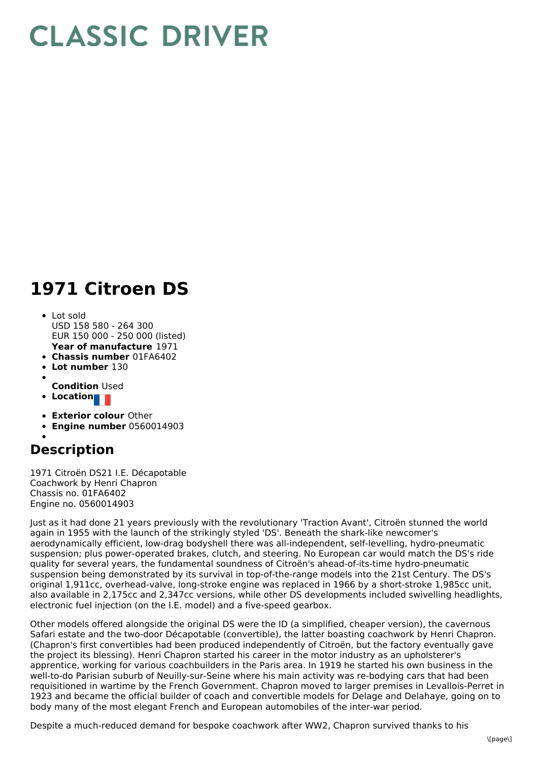# CLASSIC DRIVER

# 1971 Citroen DS

- Lot sold
  USD 158 580 - 264 300
  EUR 150 000 - 250 000 (listed)
  **Year of manufacture** 1971
- **Chassis number** 01FA6402
- **Lot number** 130
- **Condition** Used
- **Location**
- **Exterior colour** Other
- **Engine number** 0560014903

## Description

1971 Citroën DS21 I.E. Décapotable
Coachwork by Henri Chapron
Chassis no. 01FA6402
Engine no. 0560014903

Just as it had done 21 years previously with the revolutionary 'Traction Avant', Citroën stunned the world again in 1955 with the launch of the strikingly styled 'DS'. Beneath the shark-like newcomer's aerodynamically efficient, low-drag bodyshell there was all-independent, self-levelling, hydro-pneumatic suspension; plus power-operated brakes, clutch, and steering. No European car would match the DS's ride quality for several years, the fundamental soundness of Citroën's ahead-of-its-time hydro-pneumatic suspension being demonstrated by its survival in top-of-the-range models into the 21st Century. The DS's original 1,911cc, overhead-valve, long-stroke engine was replaced in 1966 by a short-stroke 1,985cc unit, also available in 2,175cc and 2,347cc versions, while other DS developments included swivelling headlights, electronic fuel injection (on the I.E. model) and a five-speed gearbox.

Other models offered alongside the original DS were the ID (a simplified, cheaper version), the cavernous Safari estate and the two-door Décapotable (convertible), the latter boasting coachwork by Henri Chapron. (Chapron's first convertibles had been produced independently of Citroën, but the factory eventually gave the project its blessing). Henri Chapron started his career in the motor industry as an upholsterer's apprentice, working for various coachbuilders in the Paris area. In 1919 he started his own business in the well-to-do Parisian suburb of Neuilly-sur-Seine where his main activity was re-bodying cars that had been requisitioned in wartime by the French Government. Chapron moved to larger premises in Levallois-Perret in 1923 and became the official builder of coach and convertible models for Delage and Delahaye, going on to body many of the most elegant French and European automobiles of the inter-war period.

Despite a much-reduced demand for bespoke coachwork after WW2, Chapron survived thanks to his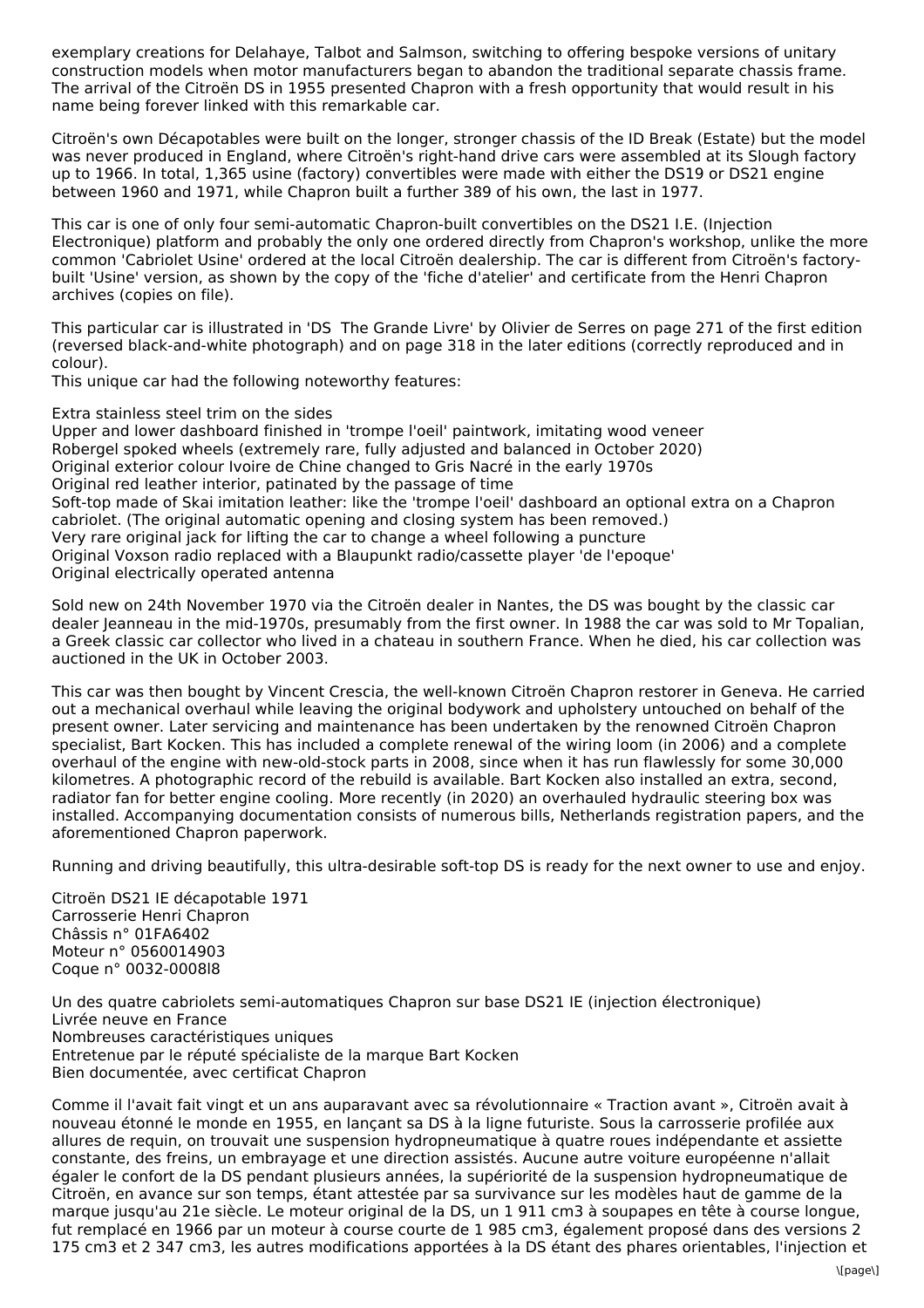exemplary creations for Delahaye, Talbot and Salmson, switching to offering bespoke versions of unitary construction models when motor manufacturers began to abandon the traditional separate chassis frame. The arrival of the Citroën DS in 1955 presented Chapron with a fresh opportunity that would result in his name being forever linked with this remarkable car.

Citroën's own Décapotables were built on the longer, stronger chassis of the ID Break (Estate) but the model was never produced in England, where Citroën's right-hand drive cars were assembled at its Slough factory up to 1966. In total, 1,365 usine (factory) convertibles were made with either the DS19 or DS21 engine between 1960 and 1971, while Chapron built a further 389 of his own, the last in 1977.

This car is one of only four semi-automatic Chapron-built convertibles on the DS21 I.E. (Injection Electronique) platform and probably the only one ordered directly from Chapron's workshop, unlike the more common 'Cabriolet Usine' ordered at the local Citroën dealership. The car is different from Citroën's factory-built 'Usine' version, as shown by the copy of the 'fiche d'atelier' and certificate from the Henri Chapron archives (copies on file).

This particular car is illustrated in 'DS The Grande Livre' by Olivier de Serres on page 271 of the first edition (reversed black-and-white photograph) and on page 318 in the later editions (correctly reproduced and in colour).
This unique car had the following noteworthy features:

Extra stainless steel trim on the sides
Upper and lower dashboard finished in 'trompe l'oeil' paintwork, imitating wood veneer
Robergel spoked wheels (extremely rare, fully adjusted and balanced in October 2020)
Original exterior colour Ivoire de Chine changed to Gris Nacré in the early 1970s
Original red leather interior, patinated by the passage of time
Soft-top made of Skai imitation leather: like the 'trompe l'oeil' dashboard an optional extra on a Chapron cabriolet. (The original automatic opening and closing system has been removed.)
Very rare original jack for lifting the car to change a wheel following a puncture
Original Voxson radio replaced with a Blaupunkt radio/cassette player 'de l'epoque'
Original electrically operated antenna

Sold new on 24th November 1970 via the Citroën dealer in Nantes, the DS was bought by the classic car dealer Jeanneau in the mid-1970s, presumably from the first owner. In 1988 the car was sold to Mr Topalian, a Greek classic car collector who lived in a chateau in southern France. When he died, his car collection was auctioned in the UK in October 2003.

This car was then bought by Vincent Crescia, the well-known Citroën Chapron restorer in Geneva. He carried out a mechanical overhaul while leaving the original bodywork and upholstery untouched on behalf of the present owner. Later servicing and maintenance has been undertaken by the renowned Citroën Chapron specialist, Bart Kocken. This has included a complete renewal of the wiring loom (in 2006) and a complete overhaul of the engine with new-old-stock parts in 2008, since when it has run flawlessly for some 30,000 kilometres. A photographic record of the rebuild is available. Bart Kocken also installed an extra, second, radiator fan for better engine cooling. More recently (in 2020) an overhauled hydraulic steering box was installed. Accompanying documentation consists of numerous bills, Netherlands registration papers, and the aforementioned Chapron paperwork.

Running and driving beautifully, this ultra-desirable soft-top DS is ready for the next owner to use and enjoy.

Citroën DS21 IE décapotable 1971
Carrosserie Henri Chapron
Châssis n° 01FA6402
Moteur n° 0560014903
Coque n° 0032-0008l8

Un des quatre cabriolets semi-automatiques Chapron sur base DS21 IE (injection électronique)
Livrée neuve en France
Nombreuses caractéristiques uniques
Entretenue par le réputé spécialiste de la marque Bart Kocken
Bien documentée, avec certificat Chapron

Comme il l'avait fait vingt et un ans auparavant avec sa révolutionnaire « Traction avant », Citroën avait à nouveau étonné le monde en 1955, en lançant sa DS à la ligne futuriste. Sous la carrosserie profilée aux allures de requin, on trouvait une suspension hydropneumatique à quatre roues indépendante et assiette constante, des freins, un embrayage et une direction assistés. Aucune autre voiture européenne n'allait égaler le confort de la DS pendant plusieurs années, la supériorité de la suspension hydropneumatique de Citroën, en avance sur son temps, étant attestée par sa survivance sur les modèles haut de gamme de la marque jusqu'au 21e siècle. Le moteur original de la DS, un 1 911 cm3 à soupapes en tête à course longue, fut remplacé en 1966 par un moteur à course courte de 1 985 cm3, également proposé dans des versions 2 175 cm3 et 2 347 cm3, les autres modifications apportées à la DS étant des phares orientables, l'injection et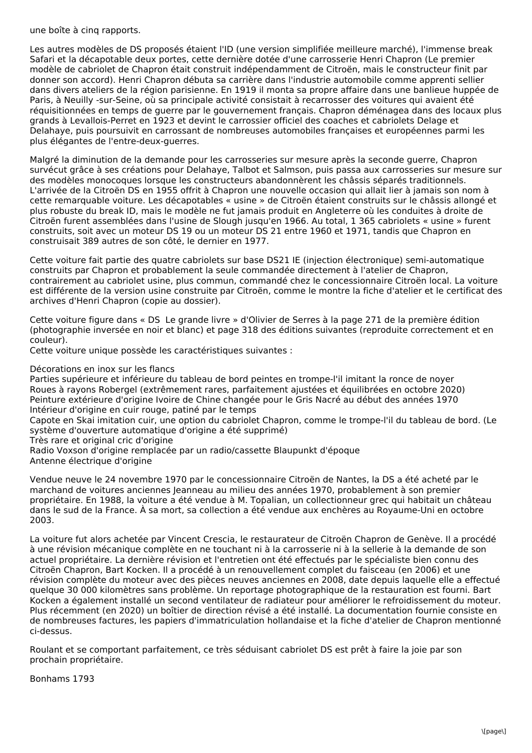une boîte à cinq rapports.

Les autres modèles de DS proposés étaient l'ID (une version simplifiée meilleure marché), l'immense break Safari et la décapotable deux portes, cette dernière dotée d'une carrosserie Henri Chapron (Le premier modèle de cabriolet de Chapron était construit indépendamment de Citroën, mais le constructeur finit par donner son accord). Henri Chapron débuta sa carrière dans l'industrie automobile comme apprenti sellier dans divers ateliers de la région parisienne. En 1919 il monta sa propre affaire dans une banlieue huppée de Paris, à Neuilly -sur-Seine, où sa principale activité consistait à recarrosser des voitures qui avaient été réquisitionnées en temps de guerre par le gouvernement français. Chapron déménagea dans des locaux plus grands à Levallois-Perret en 1923 et devint le carrossier officiel des coaches et cabriolets Delage et Delahaye, puis poursuivit en carrossant de nombreuses automobiles françaises et européennes parmi les plus élégantes de l'entre-deux-guerres.

Malgré la diminution de la demande pour les carrosseries sur mesure après la seconde guerre, Chapron survécut grâce à ses créations pour Delahaye, Talbot et Salmson, puis passa aux carrosseries sur mesure sur des modèles monocoques lorsque les constructeurs abandonnèrent les châssis séparés traditionnels. L'arrivée de la Citroën DS en 1955 offrit à Chapron une nouvelle occasion qui allait lier à jamais son nom à cette remarquable voiture. Les décapotables « usine » de Citroën étaient construits sur le châssis allongé et plus robuste du break ID, mais le modèle ne fut jamais produit en Angleterre où les conduites à droite de Citroën furent assemblées dans l'usine de Slough jusqu'en 1966. Au total, 1 365 cabriolets « usine » furent construits, soit avec un moteur DS 19 ou un moteur DS 21 entre 1960 et 1971, tandis que Chapron en construisait 389 autres de son côté, le dernier en 1977.

Cette voiture fait partie des quatre cabriolets sur base DS21 IE (injection électronique) semi-automatique construits par Chapron et probablement la seule commandée directement à l'atelier de Chapron, contrairement au cabriolet usine, plus commun, commandé chez le concessionnaire Citroën local. La voiture est différente de la version usine construite par Citroën, comme le montre la fiche d'atelier et le certificat des archives d'Henri Chapron (copie au dossier).

Cette voiture figure dans « DS  Le grande livre » d'Olivier de Serres à la page 271 de la première édition (photographie inversée en noir et blanc) et page 318 des éditions suivantes (reproduite correctement et en couleur).
Cette voiture unique possède les caractéristiques suivantes :

Décorations en inox sur les flancs
Parties supérieure et inférieure du tableau de bord peintes en trompe-l'il imitant la ronce de noyer
Roues à rayons Robergel (extrêmement rares, parfaitement ajustées et équilibrées en octobre 2020)
Peinture extérieure d'origine Ivoire de Chine changée pour le Gris Nacré au début des années 1970
Intérieur d'origine en cuir rouge, patiné par le temps
Capote en Skai imitation cuir, une option du cabriolet Chapron, comme le trompe-l'il du tableau de bord. (Le système d'ouverture automatique d'origine a été supprimé)
Très rare et original cric d'origine
Radio Voxson d'origine remplacée par un radio/cassette Blaupunkt d'époque
Antenne électrique d'origine

Vendue neuve le 24 novembre 1970 par le concessionnaire Citroën de Nantes, la DS a été acheté par le marchand de voitures anciennes Jeanneau au milieu des années 1970, probablement à son premier propriétaire. En 1988, la voiture a été vendue à M. Topalian, un collectionneur grec qui habitait un château dans le sud de la France. À sa mort, sa collection a été vendue aux enchères au Royaume-Uni en octobre 2003.

La voiture fut alors achetée par Vincent Crescia, le restaurateur de Citroën Chapron de Genève. Il a procédé à une révision mécanique complète en ne touchant ni à la carrosserie ni à la sellerie à la demande de son actuel propriétaire. La dernière révision et l'entretien ont été effectués par le spécialiste bien connu des Citroën Chapron, Bart Kocken. Il a procédé à un renouvellement complet du faisceau (en 2006) et une révision complète du moteur avec des pièces neuves anciennes en 2008, date depuis laquelle elle a effectué quelque 30 000 kilomètres sans problème. Un reportage photographique de la restauration est fourni. Bart Kocken a également installé un second ventilateur de radiateur pour améliorer le refroidissement du moteur. Plus récemment (en 2020) un boîtier de direction révisé a été installé. La documentation fournie consiste en de nombreuses factures, les papiers d'immatriculation hollandaise et la fiche d'atelier de Chapron mentionné ci-dessus.

Roulant et se comportant parfaitement, ce très séduisant cabriolet DS est prêt à faire la joie par son prochain propriétaire.

Bonhams 1793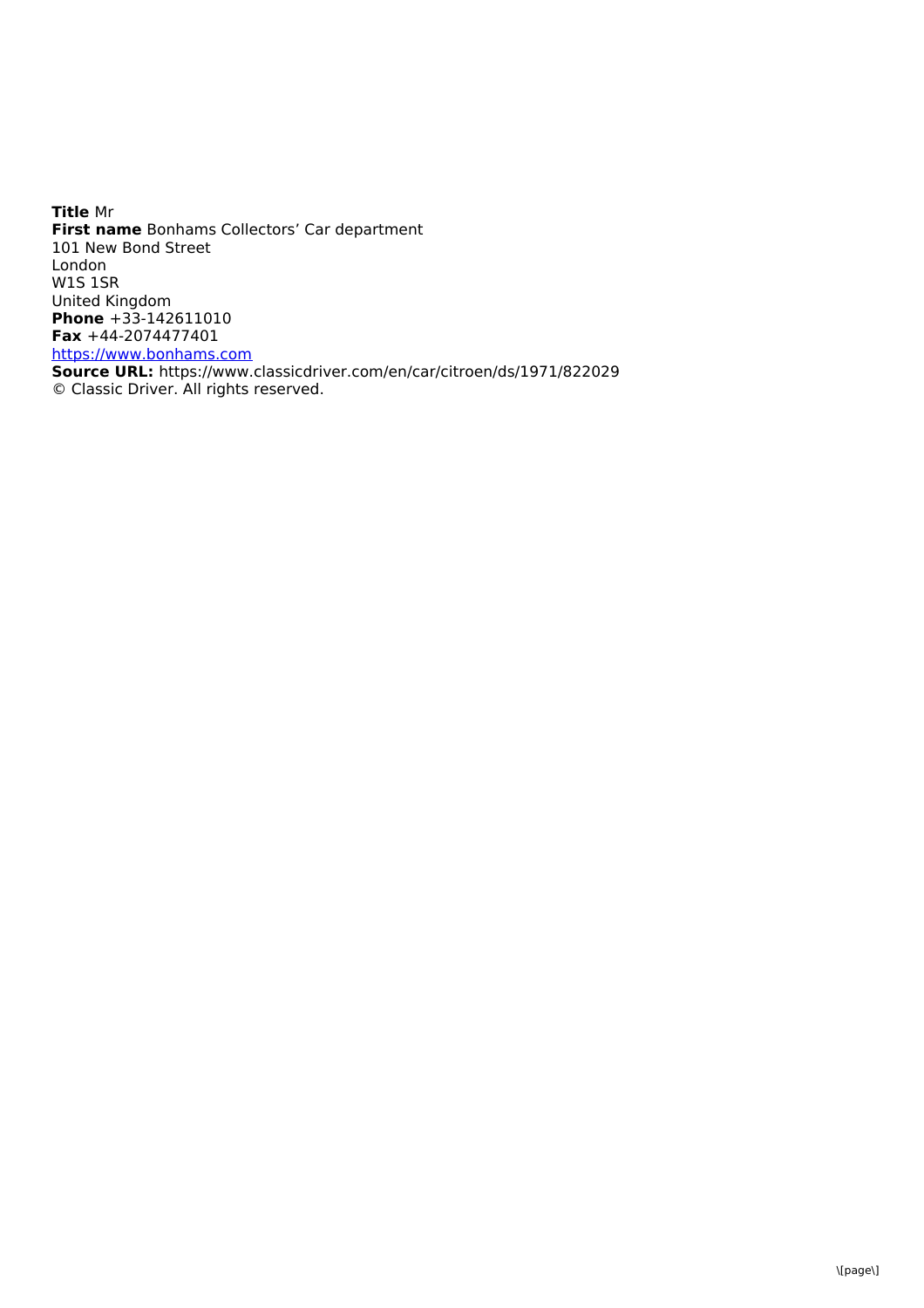**Title** Mr  
**First name** Bonhams Collectors’ Car department  
101 New Bond Street  
London  
W1S 1SR  
United Kingdom  
**Phone** +33-142611010  
**Fax** +44-2074477401  
[https://www.bonhams.com](https://www.bonhams.com)  
**Source URL:** https://www.classicdriver.com/en/car/citroen/ds/1971/822029  
© Classic Driver. All rights reserved.